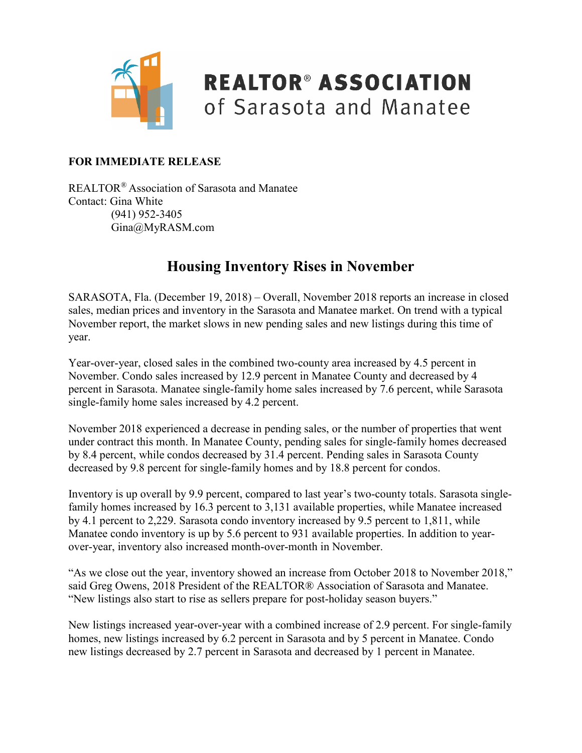REALTOR® ASSOCIATION of Sarasota and Manatee

**FOR IMMEDIATE RELEASE**

REALTOR® Association of Sarasota and Manatee
Contact: Gina White
(941) 952-3405
Gina@MyRASM.com

# Housing Inventory Rises in November

SARASOTA, Fla. (December 19, 2018) – Overall, November 2018 reports an increase in closed sales, median prices and inventory in the Sarasota and Manatee market. On trend with a typical November report, the market slows in new pending sales and new listings during this time of year.

Year-over-year, closed sales in the combined two-county area increased by 4.5 percent in November. Condo sales increased by 12.9 percent in Manatee County and decreased by 4 percent in Sarasota. Manatee single-family home sales increased by 7.6 percent, while Sarasota single-family home sales increased by 4.2 percent.

November 2018 experienced a decrease in pending sales, or the number of properties that went under contract this month. In Manatee County, pending sales for single-family homes decreased by 8.4 percent, while condos decreased by 31.4 percent. Pending sales in Sarasota County decreased by 9.8 percent for single-family homes and by 18.8 percent for condos.

Inventory is up overall by 9.9 percent, compared to last year's two-county totals. Sarasota single-family homes increased by 16.3 percent to 3,131 available properties, while Manatee increased by 4.1 percent to 2,229. Sarasota condo inventory increased by 9.5 percent to 1,811, while Manatee condo inventory is up by 5.6 percent to 931 available properties. In addition to year-over-year, inventory also increased month-over-month in November.

"As we close out the year, inventory showed an increase from October 2018 to November 2018," said Greg Owens, 2018 President of the REALTOR® Association of Sarasota and Manatee. "New listings also start to rise as sellers prepare for post-holiday season buyers."

New listings increased year-over-year with a combined increase of 2.9 percent. For single-family homes, new listings increased by 6.2 percent in Sarasota and by 5 percent in Manatee. Condo new listings decreased by 2.7 percent in Sarasota and decreased by 1 percent in Manatee.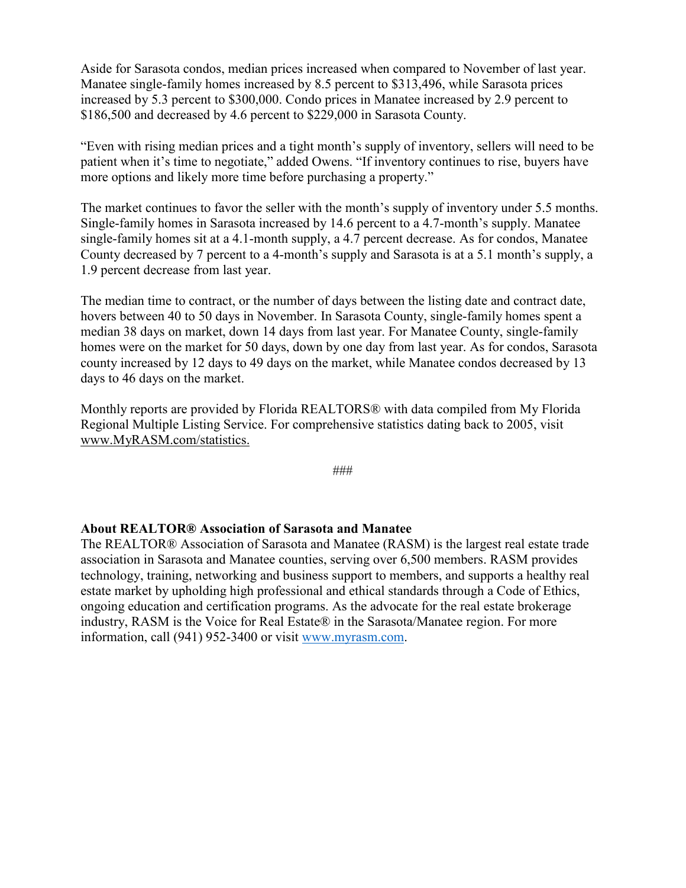Aside for Sarasota condos, median prices increased when compared to November of last year. Manatee single-family homes increased by 8.5 percent to $313,496, while Sarasota prices increased by 5.3 percent to $300,000. Condo prices in Manatee increased by 2.9 percent to $186,500 and decreased by 4.6 percent to $229,000 in Sarasota County.

"Even with rising median prices and a tight month's supply of inventory, sellers will need to be patient when it's time to negotiate," added Owens. "If inventory continues to rise, buyers have more options and likely more time before purchasing a property."

The market continues to favor the seller with the month's supply of inventory under 5.5 months. Single-family homes in Sarasota increased by 14.6 percent to a 4.7-month's supply. Manatee single-family homes sit at a 4.1-month supply, a 4.7 percent decrease. As for condos, Manatee County decreased by 7 percent to a 4-month's supply and Sarasota is at a 5.1 month's supply, a 1.9 percent decrease from last year.

The median time to contract, or the number of days between the listing date and contract date, hovers between 40 to 50 days in November. In Sarasota County, single-family homes spent a median 38 days on market, down 14 days from last year. For Manatee County, single-family homes were on the market for 50 days, down by one day from last year. As for condos, Sarasota county increased by 12 days to 49 days on the market, while Manatee condos decreased by 13 days to 46 days on the market.

Monthly reports are provided by Florida REALTORS® with data compiled from My Florida Regional Multiple Listing Service. For comprehensive statistics dating back to 2005, visit www.MyRASM.com/statistics.

###

**About REALTOR® Association of Sarasota and Manatee**
The REALTOR® Association of Sarasota and Manatee (RASM) is the largest real estate trade association in Sarasota and Manatee counties, serving over 6,500 members. RASM provides technology, training, networking and business support to members, and supports a healthy real estate market by upholding high professional and ethical standards through a Code of Ethics, ongoing education and certification programs. As the advocate for the real estate brokerage industry, RASM is the Voice for Real Estate® in the Sarasota/Manatee region. For more information, call (941) 952-3400 or visit www.myrasm.com.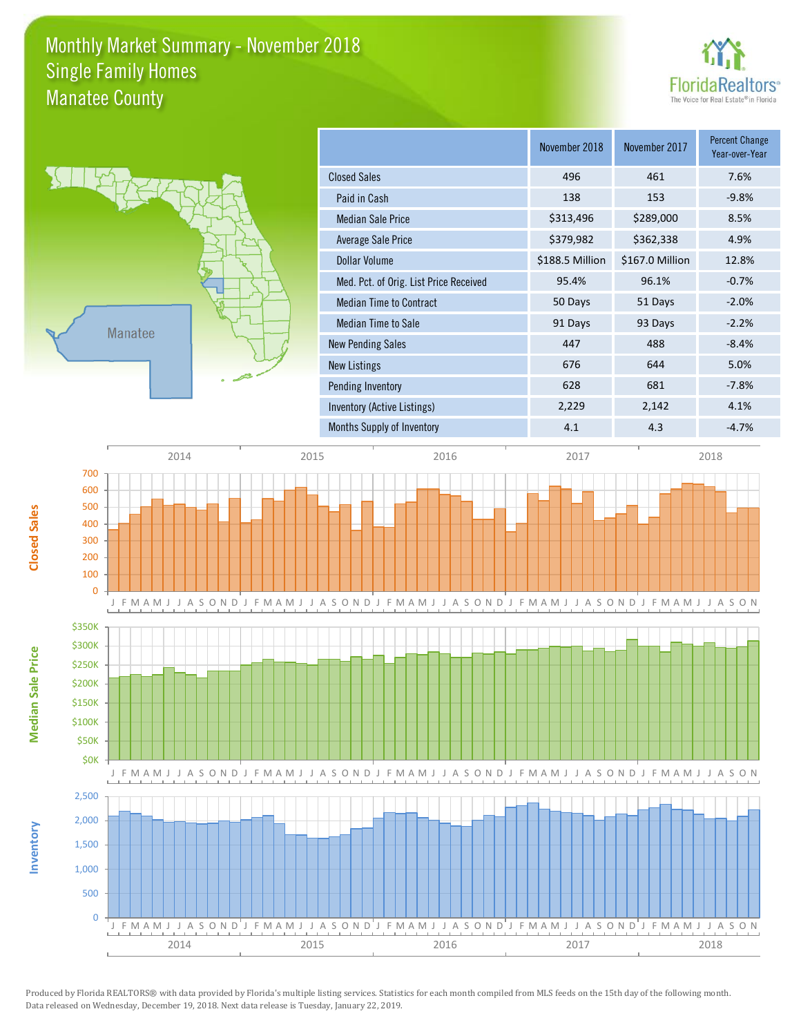# Monthly Market Summary - November 2018
## Single Family Homes
## Manatee County

FloridaRealtors®
The Voice for Real Estate® in Florida

Manatee

| | November 2018 | November 2017 | Percent Change Year-over-Year |
|---|---|---|---|
| Closed Sales | 496 | 461 | 7.6% |
| Paid in Cash | 138 | 153 | -9.8% |
| Median Sale Price | $313,496 | $289,000 | 8.5% |
| Average Sale Price | $379,982 | $362,338 | 4.9% |
| Dollar Volume | $188.5 Million | $167.0 Million | 12.8% |
| Med. Pct. of Orig. List Price Received | 95.4% | 96.1% | -0.7% |
| Median Time to Contract | 50 Days | 51 Days | -2.0% |
| Median Time to Sale | 91 Days | 93 Days | -2.2% |
| New Pending Sales | 447 | 488 | -8.4% |
| New Listings | 676 | 644 | 5.0% |
| Pending Inventory | 628 | 681 | -7.8% |
| Inventory (Active Listings) | 2,229 | 2,142 | 4.1% |
| Months Supply of Inventory | 4.1 | 4.3 | -4.7% |

2014 2015 2016 2017 2018

Closed Sales

0 100 200 300 400 500 600 700

J F M A M J J A S O N D J F M A M J J A S O N D J F M A M J J A S O N D J F M A M J J A S O N D J F M A M J J A S O N

Median Sale Price

$0K $50K $100K $150K $200K $250K $300K $350K

J F M A M J J A S O N D J F M A M J J A S O N D J F M A M J J A S O N D J F M A M J J A S O N D J F M A M J J A S O N

Inventory

0 500 1,000 1,500 2,000 2,500

J F M A M J J A S O N D J F M A M J J A S O N D J F M A M J J A S O N D J F M A M J J A S O N D J F M A M J J A S O N

2014 2015 2016 2017 2018

Produced by Florida REALTORS® with data provided by Florida's multiple listing services. Statistics for each month compiled from MLS feeds on the 15th day of the following month. Data released on Wednesday, December 19, 2018. Next data release is Tuesday, January 22, 2019.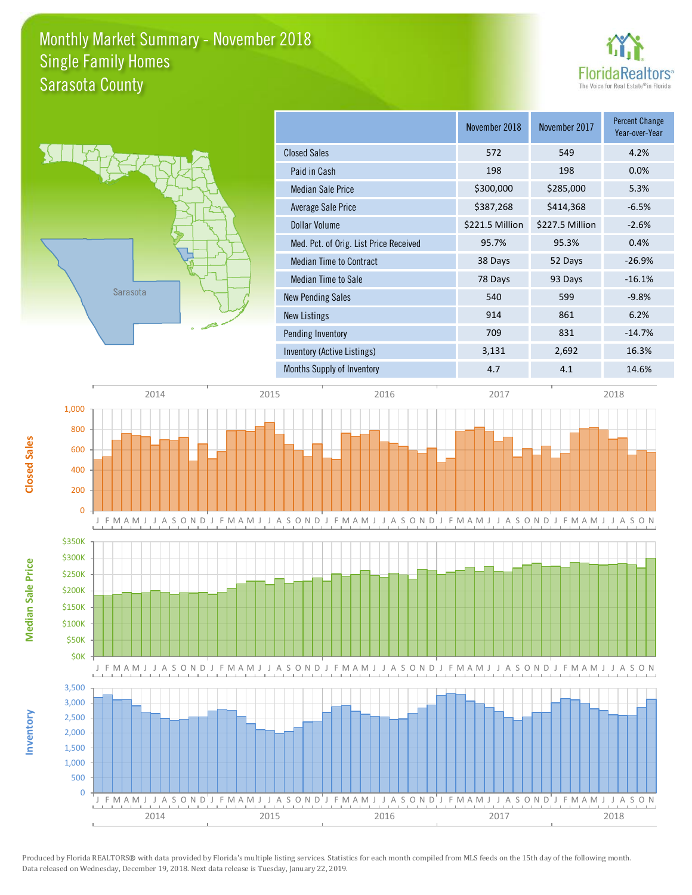# Monthly Market Summary - November 2018
## Single Family Homes
## Sarasota County

| | November 2018 | November 2017 | Percent Change Year-over-Year |
|---|---|---|---|
| Closed Sales | 572 | 549 | 4.2% |
| Paid in Cash | 198 | 198 | 0.0% |
| Median Sale Price | $300,000 | $285,000 | 5.3% |
| Average Sale Price | $387,268 | $414,368 | -6.5% |
| Dollar Volume | $221.5 Million | $227.5 Million | -2.6% |
| Med. Pct. of Orig. List Price Received | 95.7% | 95.3% | 0.4% |
| Median Time to Contract | 38 Days | 52 Days | -26.9% |
| Median Time to Sale | 78 Days | 93 Days | -16.1% |
| New Pending Sales | 540 | 599 | -9.8% |
| New Listings | 914 | 861 | 6.2% |
| Pending Inventory | 709 | 831 | -14.7% |
| Inventory (Active Listings) | 3,131 | 2,692 | 16.3% |
| Months Supply of Inventory | 4.7 | 4.1 | 14.6% |

Produced by Florida REALTORS® with data provided by Florida's multiple listing services. Statistics for each month compiled from MLS feeds on the 15th day of the following month. Data released on Wednesday, December 19, 2018. Next data release is Tuesday, January 22, 2019.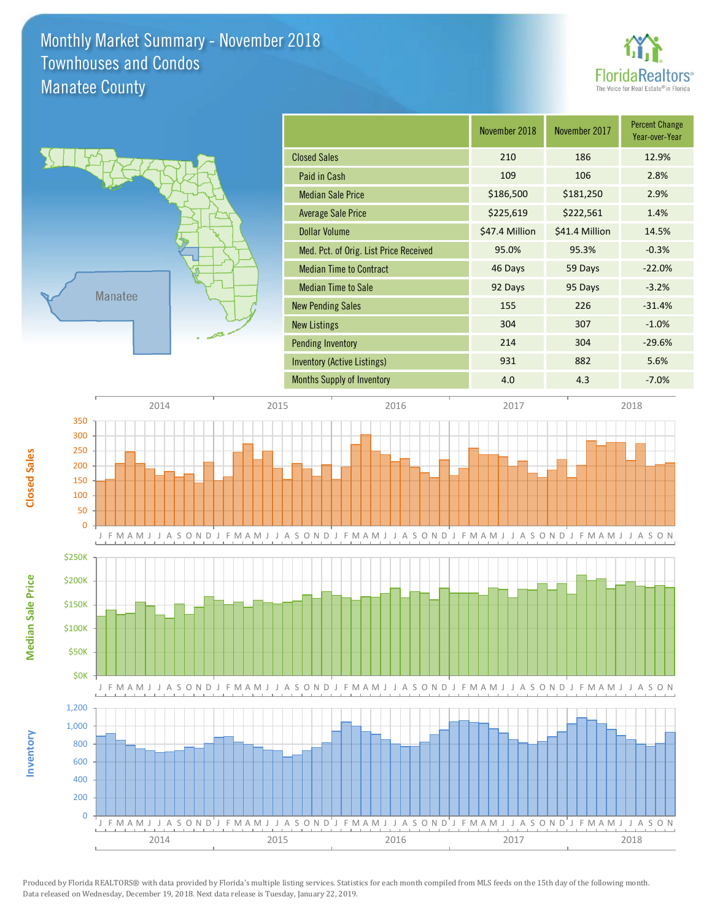# Monthly Market Summary - November 2018
## Townhouses and Condos
## Manatee County

FloridaRealtors® The Voice for Real Estate® in Florida

Manatee

| | November 2018 | November 2017 | Percent Change Year-over-Year |
|---|---|---|---|
| Closed Sales | 210 | 186 | 12.9% |
| Paid in Cash | 109 | 106 | 2.8% |
| Median Sale Price | $186,500 | $181,250 | 2.9% |
| Average Sale Price | $225,619 | $222,561 | 1.4% |
| Dollar Volume | $47.4 Million | $41.4 Million | 14.5% |
| Med. Pct. of Orig. List Price Received | 95.0% | 95.3% | -0.3% |
| Median Time to Contract | 46 Days | 59 Days | -22.0% |
| Median Time to Sale | 92 Days | 95 Days | -3.2% |
| New Pending Sales | 155 | 226 | -31.4% |
| New Listings | 304 | 307 | -1.0% |
| Pending Inventory | 214 | 304 | -29.6% |
| Inventory (Active Listings) | 931 | 882 | 5.6% |
| Months Supply of Inventory | 4.0 | 4.3 | -7.0% |

Closed Sales

0
50
100
150
200
250
300
350

Median Sale Price

$0K
$50K
$100K
$150K
$200K
$250K

Inventory

0
200
400
600
800
1,000
1,200

J F M A M J J A S O N D (monthly, 2014–2018)

2014 2015 2016 2017 2018

Produced by Florida REALTORS® with data provided by Florida's multiple listing services. Statistics for each month compiled from MLS feeds on the 15th day of the following month. Data released on Wednesday, December 19, 2018. Next data release is Tuesday, January 22, 2019.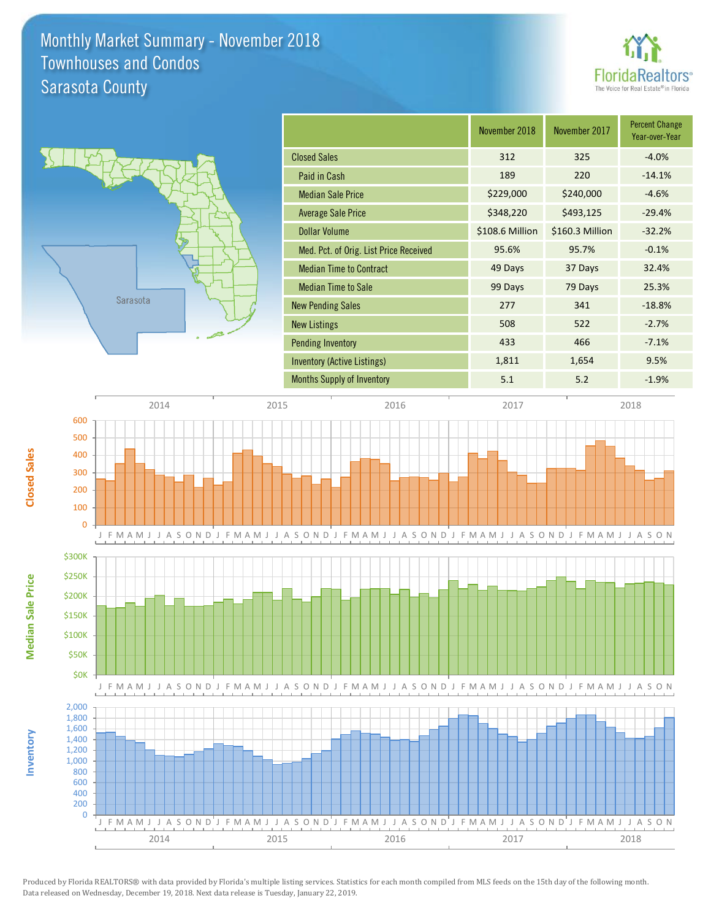# Monthly Market Summary - November 2018
## Townhouses and Condos
## Sarasota County

FloridaRealtors
The Voice for Real Estate® in Florida

Sarasota

| | November 2018 | November 2017 | Percent Change Year-over-Year |
|---|---|---|---|
| Closed Sales | 312 | 325 | -4.0% |
| Paid in Cash | 189 | 220 | -14.1% |
| Median Sale Price | $229,000 | $240,000 | -4.6% |
| Average Sale Price | $348,220 | $493,125 | -29.4% |
| Dollar Volume | $108.6 Million | $160.3 Million | -32.2% |
| Med. Pct. of Orig. List Price Received | 95.6% | 95.7% | -0.1% |
| Median Time to Contract | 49 Days | 37 Days | 32.4% |
| Median Time to Sale | 99 Days | 79 Days | 25.3% |
| New Pending Sales | 277 | 341 | -18.8% |
| New Listings | 508 | 522 | -2.7% |
| Pending Inventory | 433 | 466 | -7.1% |
| Inventory (Active Listings) | 1,811 | 1,654 | 9.5% |
| Months Supply of Inventory | 5.1 | 5.2 | -1.9% |

2014 2015 2016 2017 2018

Closed Sales

600
500
400
300
200
100
0

J F M A M J J A S O N D J F M A M J J A S O N D J F M A M J J A S O N D J F M A M J J A S O N D J F M A M J J A S O N

Median Sale Price

$300K
$250K
$200K
$150K
$100K
$50K
$0K

J F M A M J J A S O N D J F M A M J J A S O N D J F M A M J J A S O N D J F M A M J J A S O N D J F M A M J J A S O N

Inventory

2,000
1,800
1,600
1,400
1,200
1,000
800
600
400
200
0

J F M A M J J A S O N D J F M A M J J A S O N D J F M A M J J A S O N D J F M A M J J A S O N D J F M A M J J A S O N

2014 2015 2016 2017 2018

Produced by Florida REALTORS® with data provided by Florida's multiple listing services. Statistics for each month compiled from MLS feeds on the 15th day of the following month. Data released on Wednesday, December 19, 2018. Next data release is Tuesday, January 22, 2019.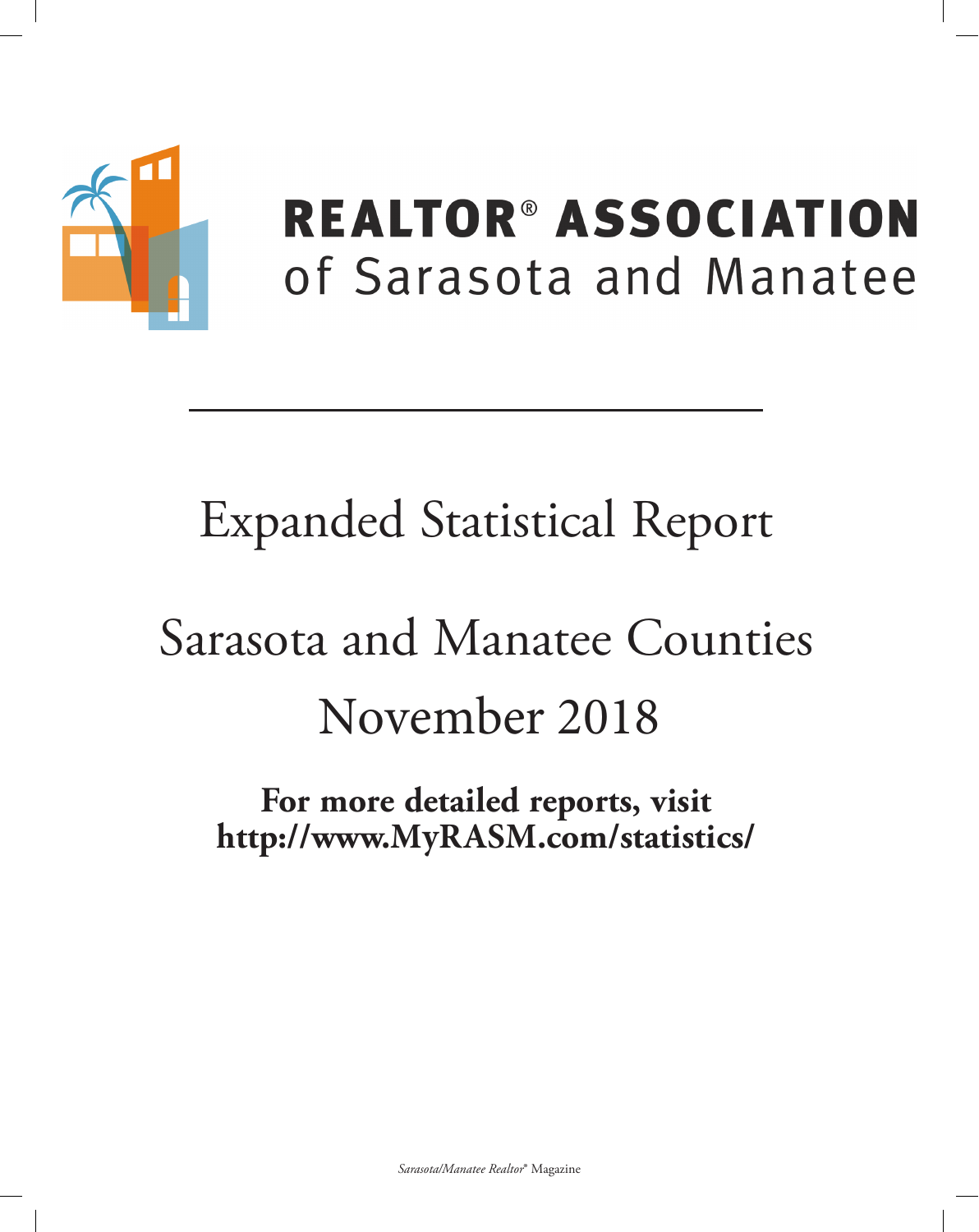# REALTOR® ASSOCIATION of Sarasota and Manatee

# Expanded Statistical Report

# Sarasota and Manatee Counties November 2018

**For more detailed reports, visit http://www.MyRASM.com/statistics/**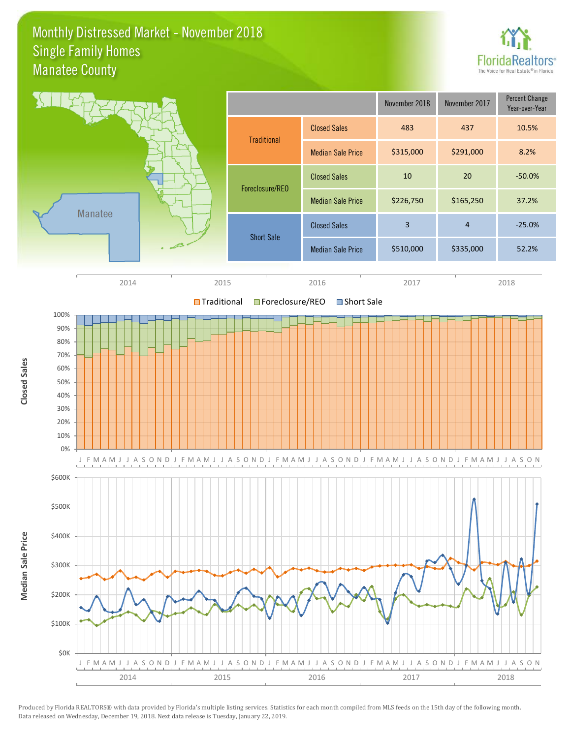# Monthly Distressed Market - November 2018
## Single Family Homes
## Manatee County

FloridaRealtors
The Voice for Real Estate® in Florida

Manatee

| | | November 2018 | November 2017 | Percent Change Year-over-Year |
|---|---|---|---|---|
| Traditional | Closed Sales | 483 | 437 | 10.5% |
| | Median Sale Price | $315,000 | $291,000 | 8.2% |
| Foreclosure/REO | Closed Sales | 10 | 20 | -50.0% |
| | Median Sale Price | $226,750 | $165,250 | 37.2% |
| Short Sale | Closed Sales | 3 | 4 | -25.0% |
| | Median Sale Price | $510,000 | $335,000 | 52.2% |

2014 2015 2016 2017 2018

Traditional  Foreclosure/REO  Short Sale

Closed Sales

100% 90% 80% 70% 60% 50% 40% 30% 20% 10% 0%

J F M A M J J A S O N D J F M A M J J A S O N D J F M A M J J A S O N D J F M A M J J A S O N D J F M A M J J A S O N

Median Sale Price

$600K $500K $400K $300K $200K $100K $0K

J F M A M J J A S O N D J F M A M J J A S O N D J F M A M J J A S O N D J F M A M J J A S O N D J F M A M J J A S O N

2014 2015 2016 2017 2018

Produced by Florida REALTORS® with data provided by Florida's multiple listing services. Statistics for each month compiled from MLS feeds on the 15th day of the following month. Data released on Wednesday, December 19, 2018. Next data release is Tuesday, January 22, 2019.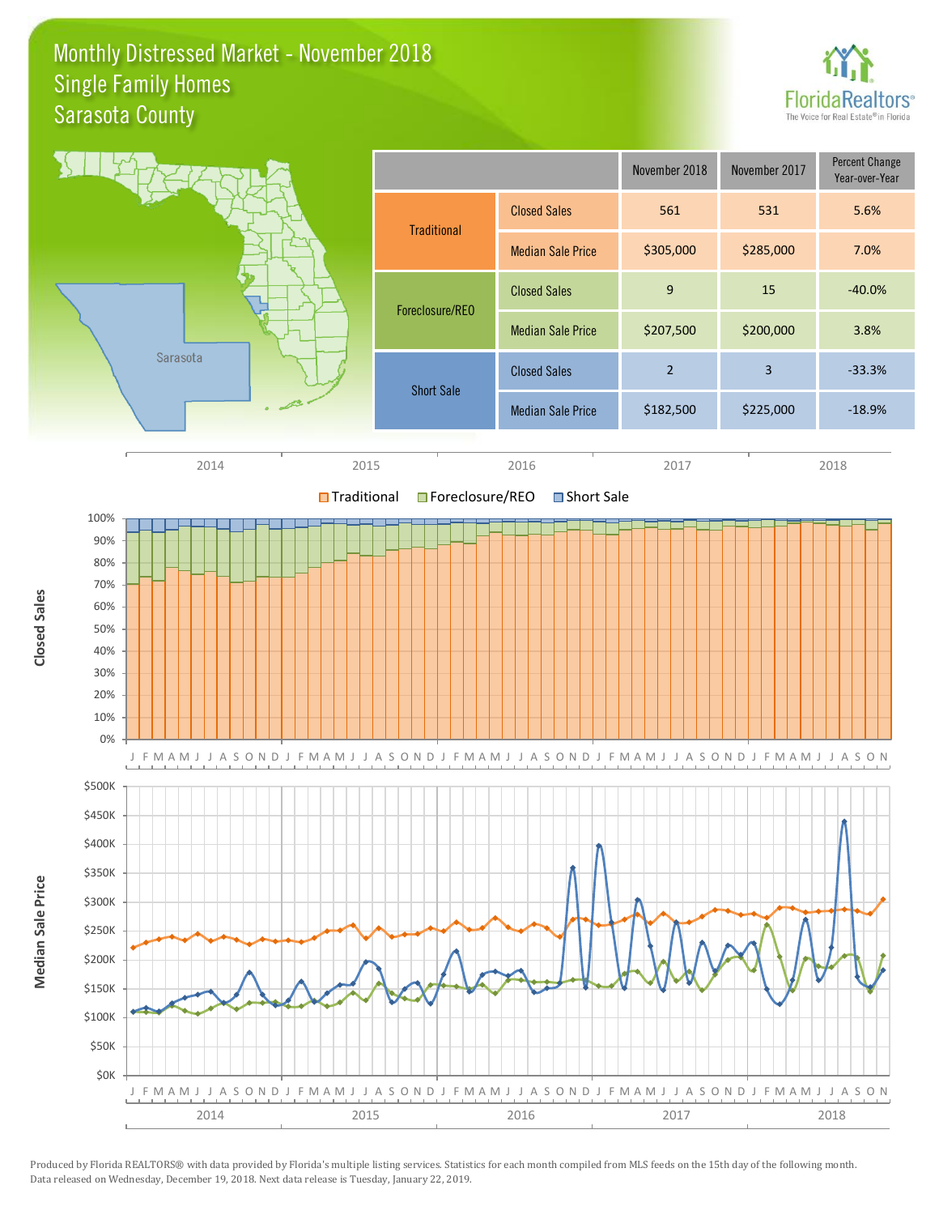# Monthly Distressed Market - November 2018
## Single Family Homes
## Sarasota County

FloridaRealtors
The Voice for Real Estate® in Florida

Sarasota

| | | November 2018 | November 2017 | Percent Change Year-over-Year |
|---|---|---|---|---|
| Traditional | Closed Sales | 561 | 531 | 5.6% |
| | Median Sale Price | $305,000 | $285,000 | 7.0% |
| Foreclosure/REO | Closed Sales | 9 | 15 | -40.0% |
| | Median Sale Price | $207,500 | $200,000 | 3.8% |
| Short Sale | Closed Sales | 2 | 3 | -33.3% |
| | Median Sale Price | $182,500 | $225,000 | -18.9% |

2014 2015 2016 2017 2018

Traditional Foreclosure/REO Short Sale

Closed Sales

100% 90% 80% 70% 60% 50% 40% 30% 20% 10% 0%

J F M A M J J A S O N D J F M A M J J A S O N D J F M A M J J A S O N D J F M A M J J A S O N D J F M A M J J A S O N

Median Sale Price

$500K $450K $400K $350K $300K $250K $200K $150K $100K $50K $0K

J F M A M J J A S O N D J F M A M J J A S O N D J F M A M J J A S O N D J F M A M J J A S O N D J F M A M J J A S O N

2014 2015 2016 2017 2018

Produced by Florida REALTORS® with data provided by Florida's multiple listing services. Statistics for each month compiled from MLS feeds on the 15th day of the following month. Data released on Wednesday, December 19, 2018. Next data release is Tuesday, January 22, 2019.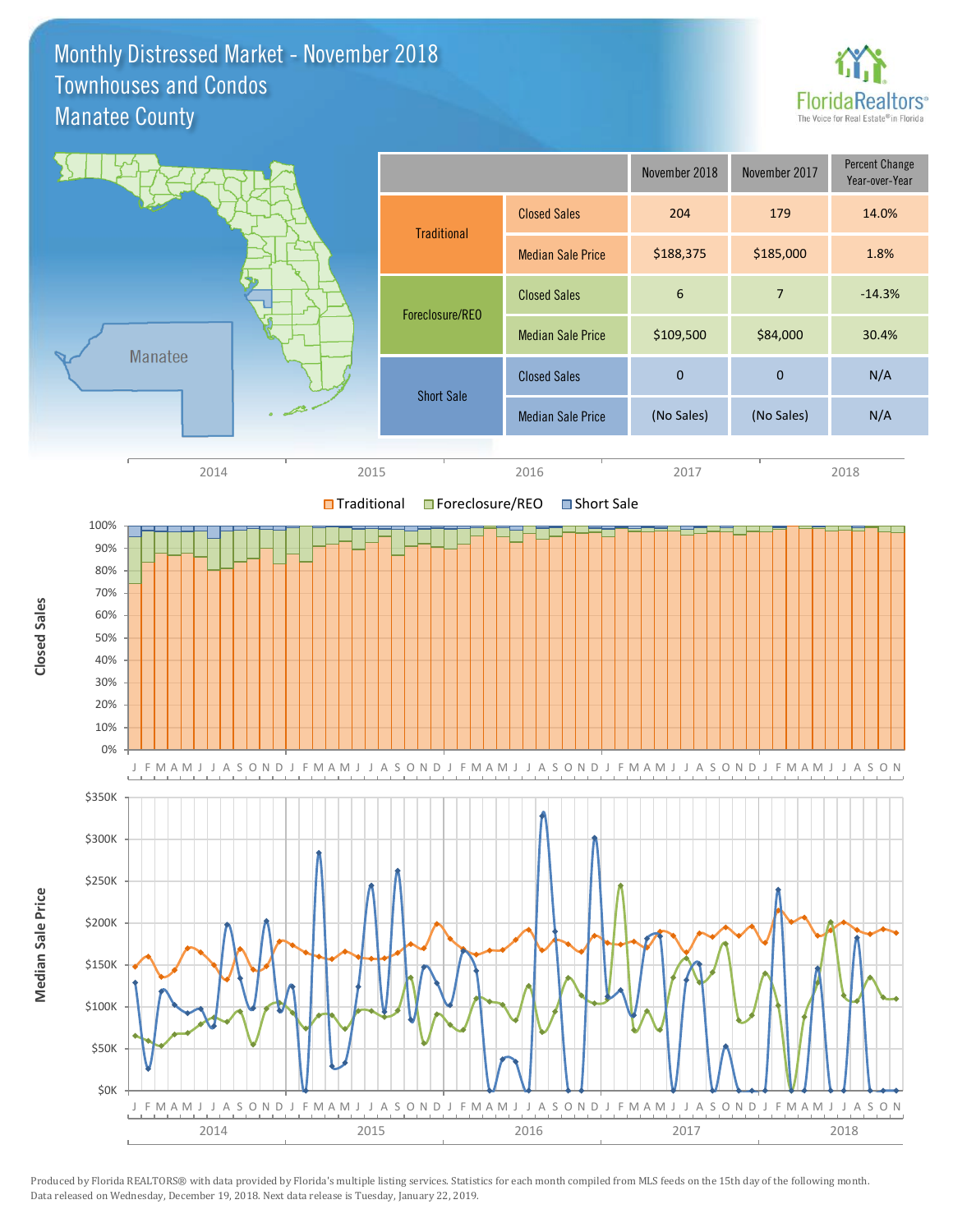# Monthly Distressed Market - November 2018
## Townhouses and Condos
## Manatee County

| | | November 2018 | November 2017 | Percent Change Year-over-Year |
|---|---|---|---|---|
| Traditional | Closed Sales | 204 | 179 | 14.0% |
| | Median Sale Price | $188,375 | $185,000 | 1.8% |
| Foreclosure/REO | Closed Sales | 6 | 7 | -14.3% |
| | Median Sale Price | $109,500 | $84,000 | 30.4% |
| Short Sale | Closed Sales | 0 | 0 | N/A |
| | Median Sale Price | (No Sales) | (No Sales) | N/A |

Closed Sales: Traditional, Foreclosure/REO, Short Sale (2014–2018)

Median Sale Price (2014–2018)

Produced by Florida REALTORS® with data provided by Florida's multiple listing services. Statistics for each month compiled from MLS feeds on the 15th day of the following month. Data released on Wednesday, December 19, 2018. Next data release is Tuesday, January 22, 2019.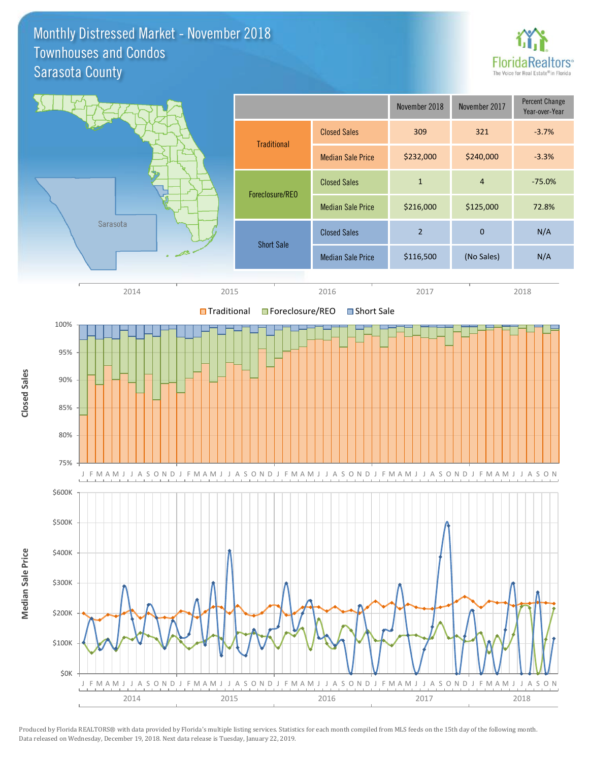# Monthly Distressed Market - November 2018
## Townhouses and Condos
## Sarasota County

FloridaRealtors®
The Voice for Real Estate® in Florida

Sarasota

| | | November 2018 | November 2017 | Percent Change Year-over-Year |
|---|---|---|---|---|
| Traditional | Closed Sales | 309 | 321 | -3.7% |
| | Median Sale Price | $232,000 | $240,000 | -3.3% |
| Foreclosure/REO | Closed Sales | 1 | 4 | -75.0% |
| | Median Sale Price | $216,000 | $125,000 | 72.8% |
| Short Sale | Closed Sales | 2 | 0 | N/A |
| | Median Sale Price | $116,500 | (No Sales) | N/A |

2014 2015 2016 2017 2018

Traditional Foreclosure/REO Short Sale

Closed Sales

100% 95% 90% 85% 80% 75%

J F M A M J J A S O N D J F M A M J J A S O N D J F M A M J J A S O N D J F M A M J J A S O N D J F M A M J J A S O N

Median Sale Price

$600K $500K $400K $300K $200K $100K $0K

J F M A M J J A S O N D J F M A M J J A S O N D J F M A M J J A S O N D J F M A M J J A S O N D J F M A M J J A S O N

2014 2015 2016 2017 2018

Produced by Florida REALTORS® with data provided by Florida's multiple listing services. Statistics for each month compiled from MLS feeds on the 15th day of the following month. Data released on Wednesday, December 19, 2018. Next data release is Tuesday, January 22, 2019.